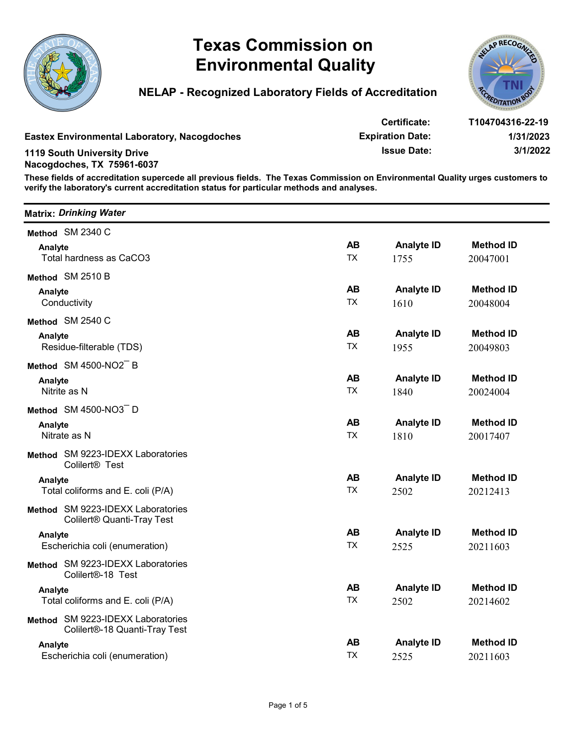# Texas Commission on Environmental Quality

## NELAP - Recognized Laboratory Fields of Accreditation

**Eastex Environmental Laboratory, Nacogdoches**

**1119 South University Drive**
**Nacogdoches, TX 75961-6037**

| | |
|---|---|
| **Certificate:** | **T104704316-22-19** |
| **Expiration Date:** | **1/31/2023** |
| **Issue Date:** | **3/1/2022** |

**These fields of accreditation supercede all previous fields. The Texas Commission on Environmental Quality urges customers to verify the laboratory's current accreditation status for particular methods and analyses.**

---

**Matrix:** ***Drinking Water***

**Method** SM 2340 C

| Analyte | AB | Analyte ID | Method ID |
|---|---|---|---|
| Total hardness as CaCO3 | TX | 1755 | 20047001 |

**Method** SM 2510 B

| Analyte | AB | Analyte ID | Method ID |
|---|---|---|---|
| Conductivity | TX | 1610 | 20048004 |

**Method** SM 2540 C

| Analyte | AB | Analyte ID | Method ID |
|---|---|---|---|
| Residue-filterable (TDS) | TX | 1955 | 20049803 |

**Method** SM 4500-NO2¯ B

| Analyte | AB | Analyte ID | Method ID |
|---|---|---|---|
| Nitrite as N | TX | 1840 | 20024004 |

**Method** SM 4500-NO3¯ D

| Analyte | AB | Analyte ID | Method ID |
|---|---|---|---|
| Nitrate as N | TX | 1810 | 20017407 |

**Method** SM 9223-IDEXX Laboratories Colilert® Test

| Analyte | AB | Analyte ID | Method ID |
|---|---|---|---|
| Total coliforms and E. coli (P/A) | TX | 2502 | 20212413 |

**Method** SM 9223-IDEXX Laboratories Colilert® Quanti-Tray Test

| Analyte | AB | Analyte ID | Method ID |
|---|---|---|---|
| Escherichia coli (enumeration) | TX | 2525 | 20211603 |

**Method** SM 9223-IDEXX Laboratories Colilert®-18 Test

| Analyte | AB | Analyte ID | Method ID |
|---|---|---|---|
| Total coliforms and E. coli (P/A) | TX | 2502 | 20214602 |

**Method** SM 9223-IDEXX Laboratories Colilert®-18 Quanti-Tray Test

| Analyte | AB | Analyte ID | Method ID |
|---|---|---|---|
| Escherichia coli (enumeration) | TX | 2525 | 20211603 |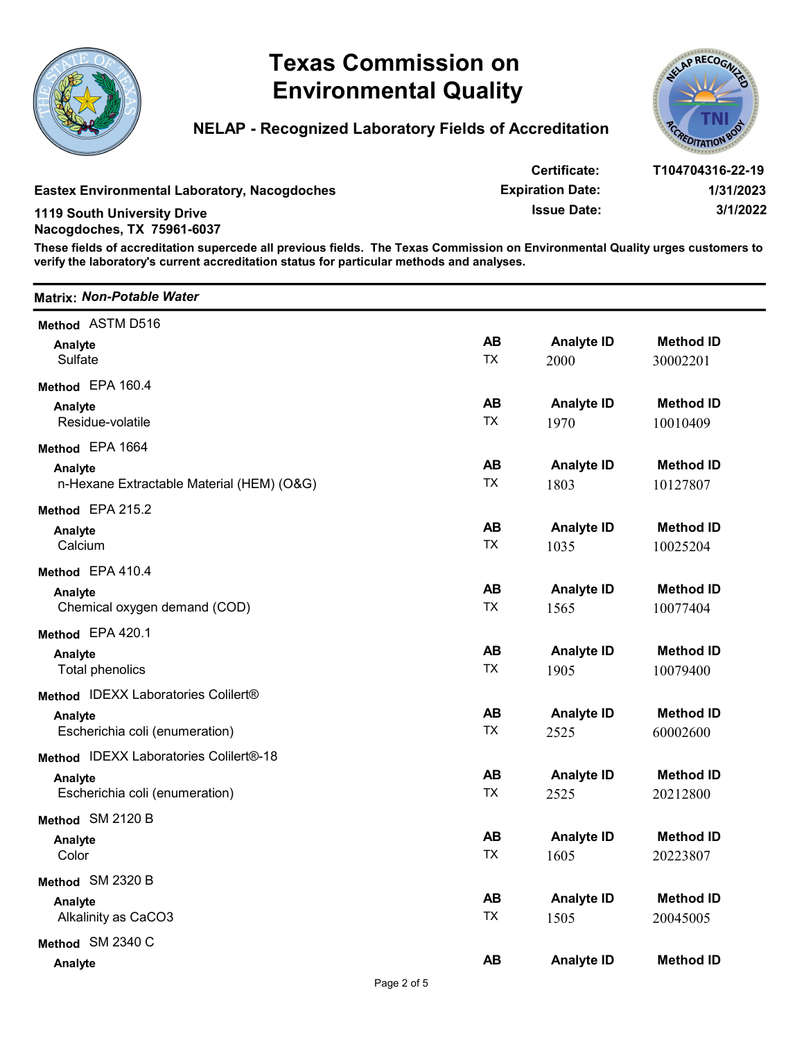# Texas Commission on Environmental Quality

## NELAP - Recognized Laboratory Fields of Accreditation

**Eastex Environmental Laboratory, Nacogdoches**
**1119 South University Drive**
**Nacogdoches, TX 75961-6037**

| | |
|---|---|
| **Certificate:** | T104704316-22-19 |
| **Expiration Date:** | 1/31/2023 |
| **Issue Date:** | 3/1/2022 |

**These fields of accreditation supercede all previous fields. The Texas Commission on Environmental Quality urges customers to verify the laboratory's current accreditation status for particular methods and analyses.**

---

**Matrix:** ***Non-Potable Water***

---

**Method** ASTM D516

| Analyte | AB | Analyte ID | Method ID |
|---|---|---|---|
| Sulfate | TX | 2000 | 30002201 |

**Method** EPA 160.4

| Analyte | AB | Analyte ID | Method ID |
|---|---|---|---|
| Residue-volatile | TX | 1970 | 10010409 |

**Method** EPA 1664

| Analyte | AB | Analyte ID | Method ID |
|---|---|---|---|
| n-Hexane Extractable Material (HEM) (O&G) | TX | 1803 | 10127807 |

**Method** EPA 215.2

| Analyte | AB | Analyte ID | Method ID |
|---|---|---|---|
| Calcium | TX | 1035 | 10025204 |

**Method** EPA 410.4

| Analyte | AB | Analyte ID | Method ID |
|---|---|---|---|
| Chemical oxygen demand (COD) | TX | 1565 | 10077404 |

**Method** EPA 420.1

| Analyte | AB | Analyte ID | Method ID |
|---|---|---|---|
| Total phenolics | TX | 1905 | 10079400 |

**Method** IDEXX Laboratories Colilert®

| Analyte | AB | Analyte ID | Method ID |
|---|---|---|---|
| Escherichia coli (enumeration) | TX | 2525 | 60002600 |

**Method** IDEXX Laboratories Colilert®-18

| Analyte | AB | Analyte ID | Method ID |
|---|---|---|---|
| Escherichia coli (enumeration) | TX | 2525 | 20212800 |

**Method** SM 2120 B

| Analyte | AB | Analyte ID | Method ID |
|---|---|---|---|
| Color | TX | 1605 | 20223807 |

**Method** SM 2320 B

| Analyte | AB | Analyte ID | Method ID |
|---|---|---|---|
| Alkalinity as $CaCO_3$ | TX | 1505 | 20045005 |

**Method** SM 2340 C

| Analyte | AB | Analyte ID | Method ID |
|---|---|---|---|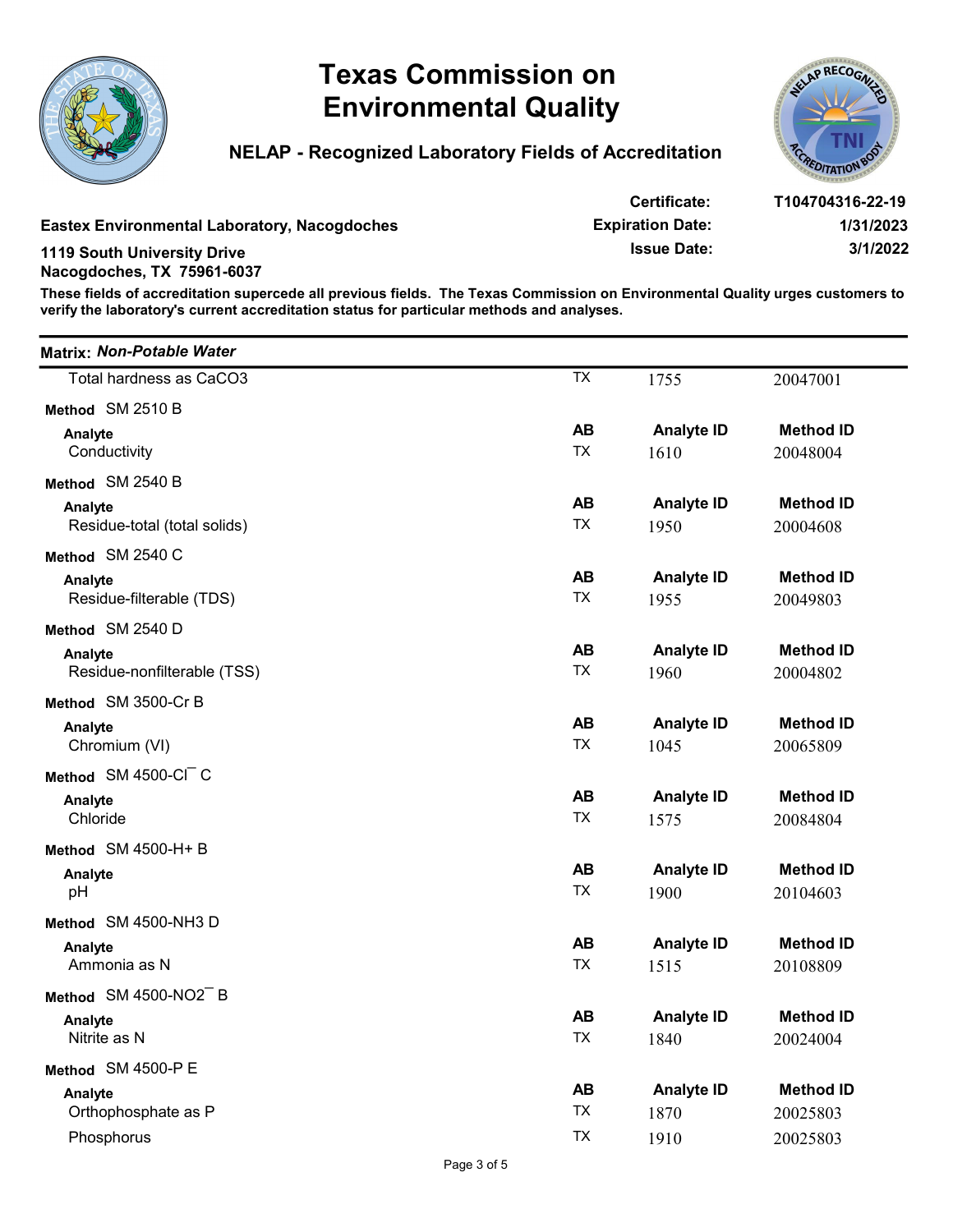# Texas Commission on Environmental Quality

## NELAP - Recognized Laboratory Fields of Accreditation

**Eastex Environmental Laboratory, Nacogdoches**

**1119 South University Drive**
**Nacogdoches, TX 75961-6037**

| | |
|---|---|
| **Certificate:** | **T104704316-22-19** |
| **Expiration Date:** | **1/31/2023** |
| **Issue Date:** | **3/1/2022** |

**These fields of accreditation supercede all previous fields. The Texas Commission on Environmental Quality urges customers to verify the laboratory's current accreditation status for particular methods and analyses.**

---

**Matrix:** ***Non-Potable Water***

| Analyte | AB | Analyte ID | Method ID |
|---|---|---|---|
| Total hardness as CaCO3 | TX | 1755 | 20047001 |

**Method** SM 2510 B

| Analyte | AB | Analyte ID | Method ID |
|---|---|---|---|
| Conductivity | TX | 1610 | 20048004 |

**Method** SM 2540 B

| Analyte | AB | Analyte ID | Method ID |
|---|---|---|---|
| Residue-total (total solids) | TX | 1950 | 20004608 |

**Method** SM 2540 C

| Analyte | AB | Analyte ID | Method ID |
|---|---|---|---|
| Residue-filterable (TDS) | TX | 1955 | 20049803 |

**Method** SM 2540 D

| Analyte | AB | Analyte ID | Method ID |
|---|---|---|---|
| Residue-nonfilterable (TSS) | TX | 1960 | 20004802 |

**Method** SM 3500-Cr B

| Analyte | AB | Analyte ID | Method ID |
|---|---|---|---|
| Chromium (VI) | TX | 1045 | 20065809 |

**Method** SM 4500-Cl¯ C

| Analyte | AB | Analyte ID | Method ID |
|---|---|---|---|
| Chloride | TX | 1575 | 20084804 |

**Method** SM 4500-H+ B

| Analyte | AB | Analyte ID | Method ID |
|---|---|---|---|
| pH | TX | 1900 | 20104603 |

**Method** SM 4500-NH3 D

| Analyte | AB | Analyte ID | Method ID |
|---|---|---|---|
| Ammonia as N | TX | 1515 | 20108809 |

**Method** SM 4500-NO2¯ B

| Analyte | AB | Analyte ID | Method ID |
|---|---|---|---|
| Nitrite as N | TX | 1840 | 20024004 |

**Method** SM 4500-P E

| Analyte | AB | Analyte ID | Method ID |
|---|---|---|---|
| Orthophosphate as P | TX | 1870 | 20025803 |
| Phosphorus | TX | 1910 | 20025803 |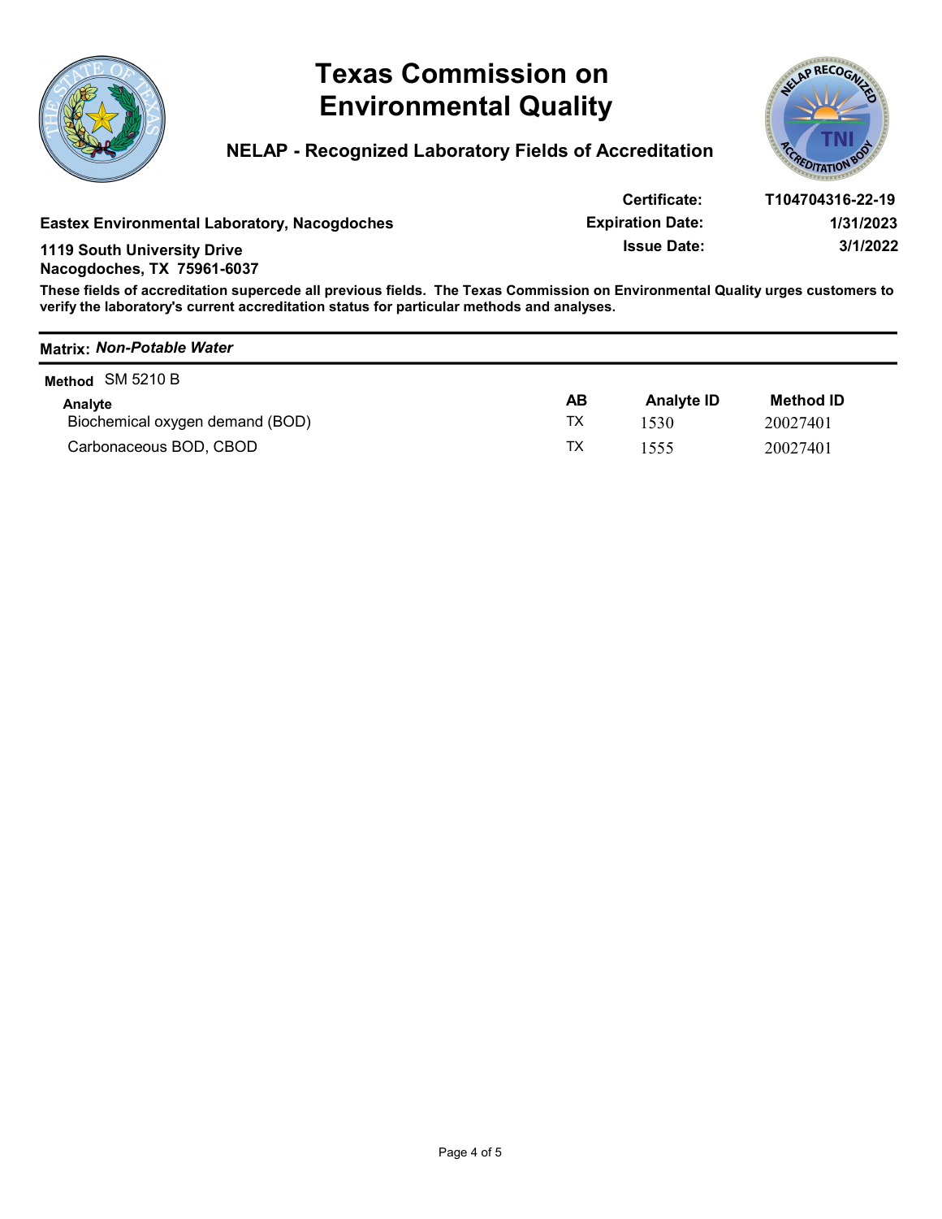# Texas Commission on Environmental Quality

## NELAP - Recognized Laboratory Fields of Accreditation

**Eastex Environmental Laboratory, Nacogdoches**

**1119 South University Drive**
**Nacogdoches, TX 75961-6037**

| | |
|---|---|
| **Certificate:** | T104704316-22-19 |
| **Expiration Date:** | 1/31/2023 |
| **Issue Date:** | 3/1/2022 |

**These fields of accreditation supercede all previous fields. The Texas Commission on Environmental Quality urges customers to verify the laboratory's current accreditation status for particular methods and analyses.**

---

**Matrix:** ***Non-Potable Water***

---

**Method** SM 5210 B

| Analyte | AB | Analyte ID | Method ID |
|---|---|---|---|
| Biochemical oxygen demand (BOD) | TX | 1530 | 20027401 |
| Carbonaceous BOD, CBOD | TX | 1555 | 20027401 |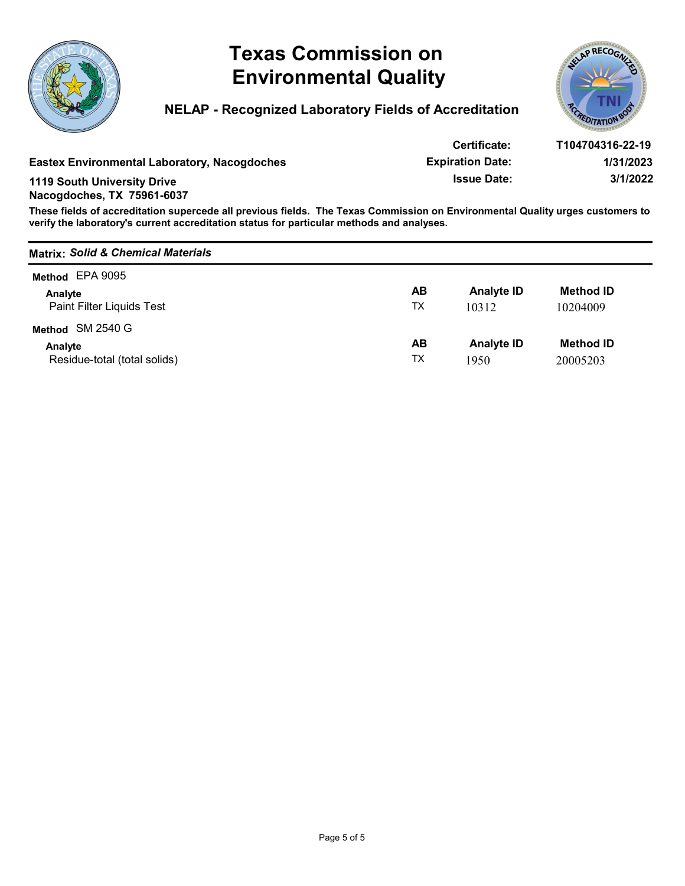# Texas Commission on Environmental Quality

## NELAP - Recognized Laboratory Fields of Accreditation

**Eastex Environmental Laboratory, Nacogdoches**

**1119 South University Drive**
**Nacogdoches, TX 75961-6037**

| | |
|---|---|
| **Certificate:** | T104704316-22-19 |
| **Expiration Date:** | 1/31/2023 |
| **Issue Date:** | 3/1/2022 |

**These fields of accreditation supercede all previous fields. The Texas Commission on Environmental Quality urges customers to verify the laboratory's current accreditation status for particular methods and analyses.**

### Matrix: *Solid & Chemical Materials*

**Method** EPA 9095

| Analyte | AB | Analyte ID | Method ID |
|---|---|---|---|
| Paint Filter Liquids Test | TX | 10312 | 10204009 |

**Method** SM 2540 G

| Analyte | AB | Analyte ID | Method ID |
|---|---|---|---|
| Residue-total (total solids) | TX | 1950 | 20005203 |